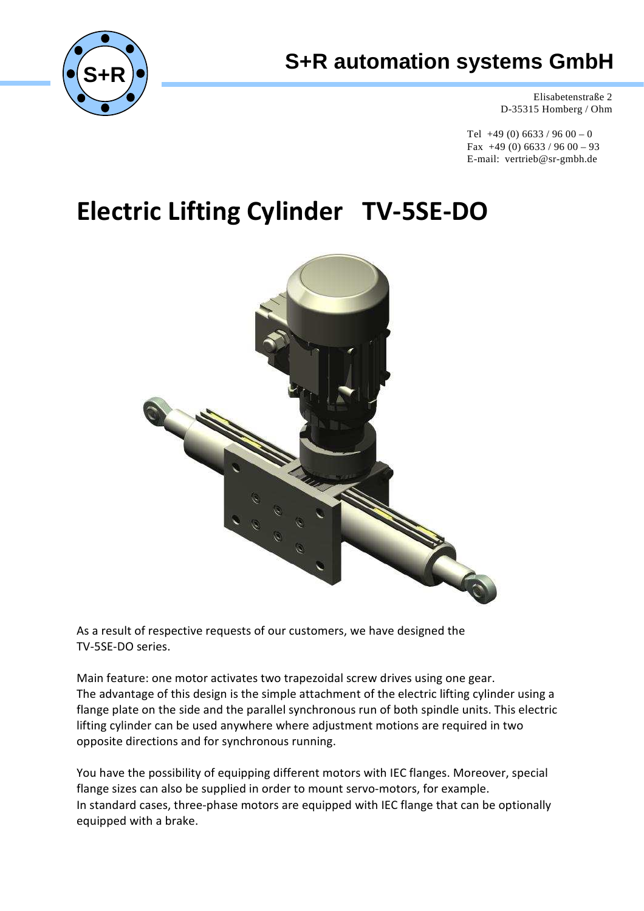# S+R automation systems GmbH

Elisabetenstraße 2
D-35315 Homberg / Ohm

Tel +49 (0) 6633 / 96 00 – 0
Fax +49 (0) 6633 / 96 00 – 93
E-mail: vertrieb@sr-gmbh.de

# Electric Lifting Cylinder TV-5SE-DO

As a result of respective requests of our customers, we have designed the TV-5SE-DO series.

Main feature: one motor activates two trapezoidal screw drives using one gear.
The advantage of this design is the simple attachment of the electric lifting cylinder using a flange plate on the side and the parallel synchronous run of both spindle units. This electric lifting cylinder can be used anywhere where adjustment motions are required in two opposite directions and for synchronous running.

You have the possibility of equipping different motors with IEC flanges. Moreover, special flange sizes can also be supplied in order to mount servo-motors, for example.
In standard cases, three-phase motors are equipped with IEC flange that can be optionally equipped with a brake.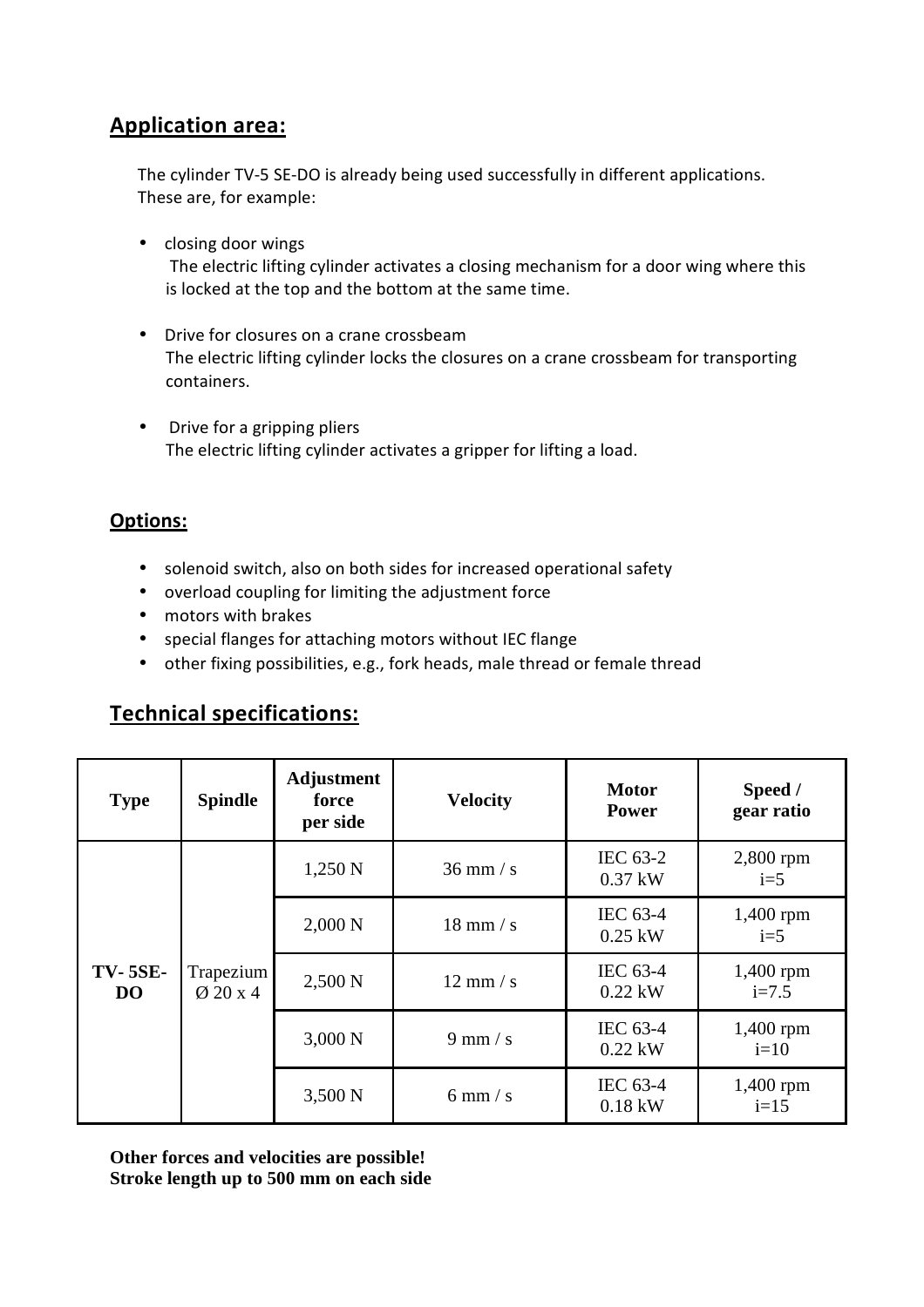## Application area:

The cylinder TV-5 SE-DO is already being used successfully in different applications. These are, for example:

- closing door wings
  The electric lifting cylinder activates a closing mechanism for a door wing where this is locked at the top and the bottom at the same time.
- Drive for closures on a crane crossbeam
  The electric lifting cylinder locks the closures on a crane crossbeam for transporting containers.
- Drive for a gripping pliers
  The electric lifting cylinder activates a gripper for lifting a load.

## Options:

- solenoid switch, also on both sides for increased operational safety
- overload coupling for limiting the adjustment force
- motors with brakes
- special flanges for attaching motors without IEC flange
- other fixing possibilities, e.g., fork heads, male thread or female thread

## Technical specifications:

| Type | Spindle | Adjustment force per side | Velocity | Motor Power | Speed / gear ratio |
|---|---|---|---|---|---|
| TV- 5SE-DO | Trapezium Ø 20 x 4 | 1,250 N | 36 mm / s | IEC 63-2 0.37 kW | 2,800 rpm i=5 |
| | | 2,000 N | 18 mm / s | IEC 63-4 0.25 kW | 1,400 rpm i=5 |
| | | 2,500 N | 12 mm / s | IEC 63-4 0.22 kW | 1,400 rpm i=7.5 |
| | | 3,000 N | 9 mm / s | IEC 63-4 0.22 kW | 1,400 rpm i=10 |
| | | 3,500 N | 6 mm / s | IEC 63-4 0.18 kW | 1,400 rpm i=15 |

**Other forces and velocities are possible!**
**Stroke length up to 500 mm on each side**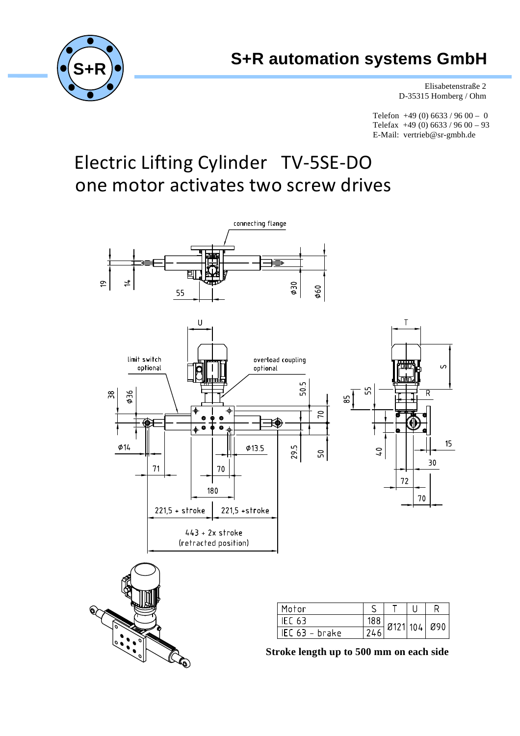# S+R automation systems GmbH

Elisabetenstraße 2
D-35315 Homberg / Ohm

Telefon +49 (0) 6633 / 96 00 – 0
Telefax +49 (0) 6633 / 96 00 – 93
E-Mail: vertrieb@sr-gmbh.de

# Electric Lifting Cylinder TV-5SE-DO
# one motor activates two screw drives

connecting flange

19
14
55
ø30
ø60

U

limit switch
optional

overload coupling
optional

38
ø36
50.5
70
ø14
ø13.5
29.5
50
71
70
180
221,5 + stroke
221,5 +stroke
443 + 2x stroke
(retracted position)

T
S
85
55
R
40
15
30
72
70

| Motor | S | T | U | R |
|---|---|---|---|---|
| IEC 63 | 188 | Ø121 | 104 | Ø90 |
| IEC 63 - brake | 246 | | | |

**Stroke length up to 500 mm on each side**